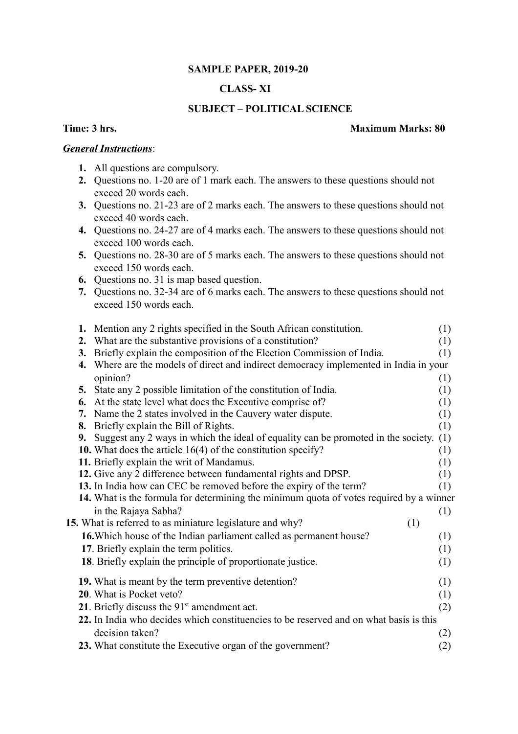**SAMPLE PAPER, 2019-20**

**CLASS- XI**

**SUBJECT – POLITICAL SCIENCE**

**Time: 3 hrs.** **Maximum Marks: 80**

***General Instructions***:

1. All questions are compulsory.
2. Questions no. 1-20 are of 1 mark each. The answers to these questions should not exceed 20 words each.
3. Questions no. 21-23 are of 2 marks each. The answers to these questions should not exceed 40 words each.
4. Questions no. 24-27 are of 4 marks each. The answers to these questions should not exceed 100 words each.
5. Questions no. 28-30 are of 5 marks each. The answers to these questions should not exceed 150 words each.
6. Questions no. 31 is map based question.
7. Questions no. 32-34 are of 6 marks each. The answers to these questions should not exceed 150 words each.

1. Mention any 2 rights specified in the South African constitution. (1)
2. What are the substantive provisions of a constitution? (1)
3. Briefly explain the composition of the Election Commission of India. (1)
4. Where are the models of direct and indirect democracy implemented in India in your opinion? (1)
5. State any 2 possible limitation of the constitution of India. (1)
6. At the state level what does the Executive comprise of? (1)
7. Name the 2 states involved in the Cauvery water dispute. (1)
8. Briefly explain the Bill of Rights. (1)
9. Suggest any 2 ways in which the ideal of equality can be promoted in the society. (1)
10. What does the article 16(4) of the constitution specify? (1)
11. Briefly explain the writ of Mandamus. (1)
12. Give any 2 difference between fundamental rights and DPSP. (1)
13. In India how can CEC be removed before the expiry of the term? (1)
14. What is the formula for determining the minimum quota of votes required by a winner in the Rajaya Sabha? (1)
15. What is referred to as miniature legislature and why? (1)
16. Which house of the Indian parliament called as permanent house? (1)
17. Briefly explain the term politics. (1)
18. Briefly explain the principle of proportionate justice. (1)
19. What is meant by the term preventive detention? (1)
20. What is Pocket veto? (1)
21. Briefly discuss the 91st amendment act. (2)
22. In India who decides which constituencies to be reserved and on what basis is this decision taken? (2)
23. What constitute the Executive organ of the government? (2)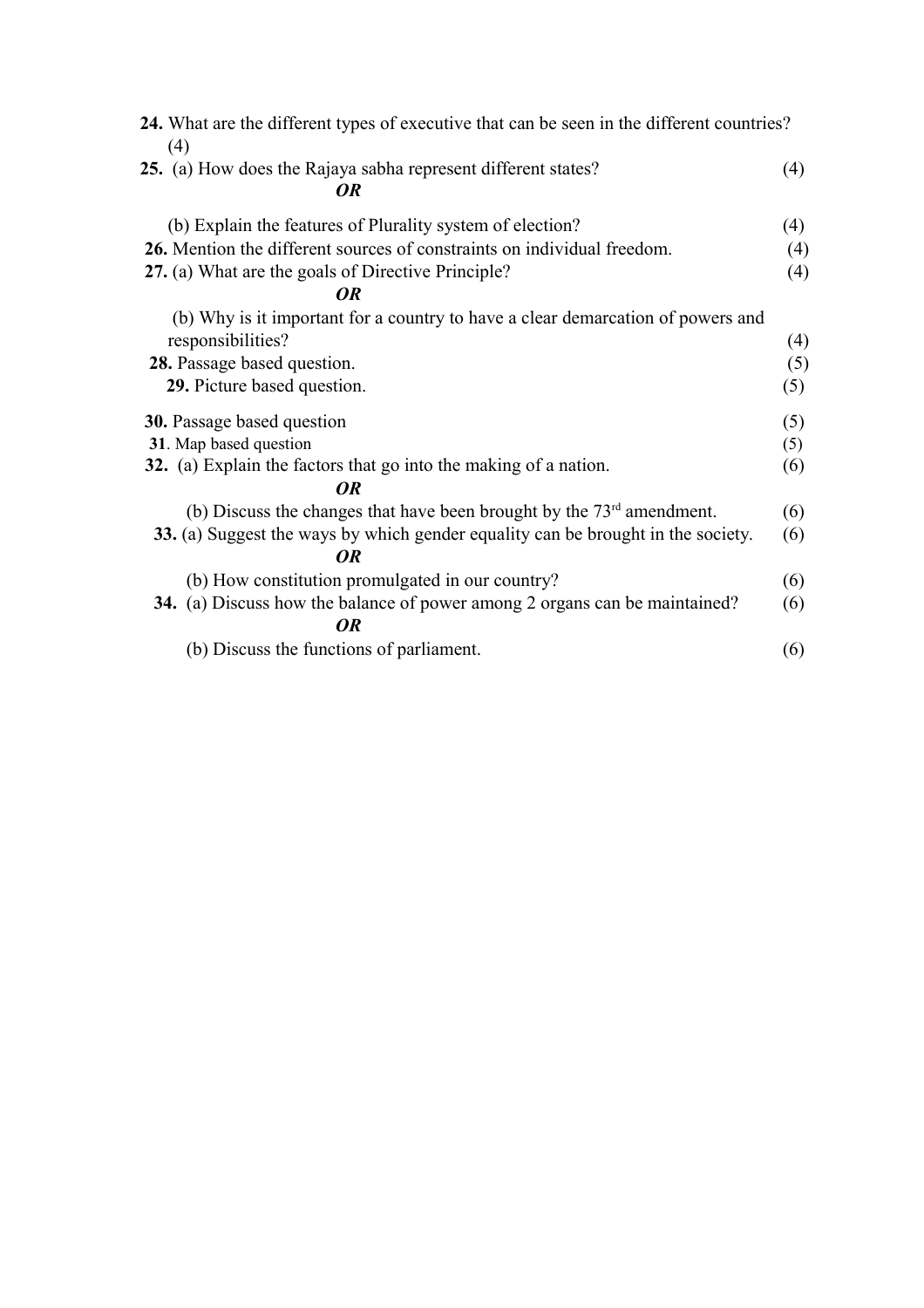**24.** What are the different types of executive that can be seen in the different countries? (4)

**25.** (a) How does the Rajaya sabha represent different states? (4)

***OR***

(b) Explain the features of Plurality system of election? (4)

**26.** Mention the different sources of constraints on individual freedom. (4)

**27.** (a) What are the goals of Directive Principle? (4)

***OR***

(b) Why is it important for a country to have a clear demarcation of powers and responsibilities? (4)

**28.** Passage based question. (5)

**29.** Picture based question. (5)

**30.** Passage based question (5)

**31**. Map based question (5)

**32.** (a) Explain the factors that go into the making of a nation. (6)

***OR***

(b) Discuss the changes that have been brought by the 73rd amendment. (6)

**33.** (a) Suggest the ways by which gender equality can be brought in the society. (6)

***OR***

(b) How constitution promulgated in our country? (6)

**34.** (a) Discuss how the balance of power among 2 organs can be maintained? (6)

***OR***

(b) Discuss the functions of parliament. (6)